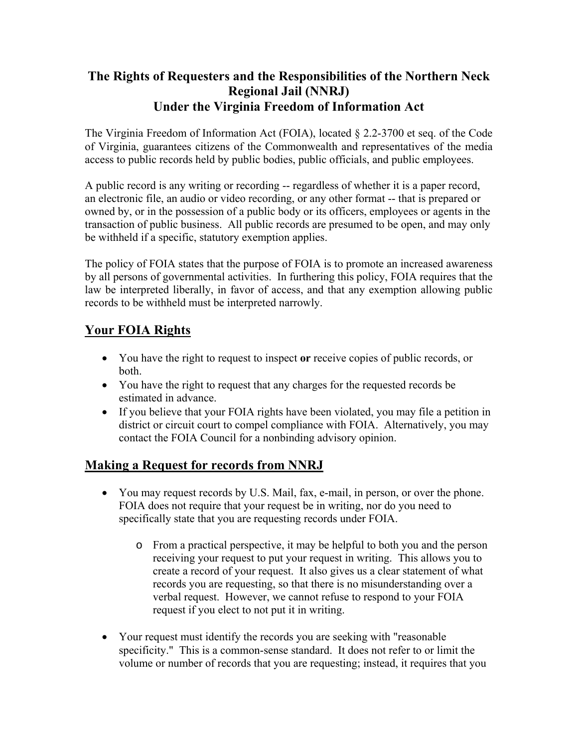# The Rights of Requesters and the Responsibilities of the Northern Neck Regional Jail (NNRJ) Under the Virginia Freedom of Information Act

The Virginia Freedom of Information Act (FOIA), located § 2.2-3700 et seq. of the Code of Virginia, guarantees citizens of the Commonwealth and representatives of the media access to public records held by public bodies, public officials, and public employees.

A public record is any writing or recording -- regardless of whether it is a paper record, an electronic file, an audio or video recording, or any other format -- that is prepared or owned by, or in the possession of a public body or its officers, employees or agents in the transaction of public business. All public records are presumed to be open, and may only be withheld if a specific, statutory exemption applies.

The policy of FOIA states that the purpose of FOIA is to promote an increased awareness by all persons of governmental activities. In furthering this policy, FOIA requires that the law be interpreted liberally, in favor of access, and that any exemption allowing public records to be withheld must be interpreted narrowly.

## Your FOIA Rights

- You have the right to request to inspect **or** receive copies of public records, or both.
- You have the right to request that any charges for the requested records be estimated in advance.
- If you believe that your FOIA rights have been violated, you may file a petition in district or circuit court to compel compliance with FOIA. Alternatively, you may contact the FOIA Council for a nonbinding advisory opinion.

## Making a Request for records from NNRJ

- You may request records by U.S. Mail, fax, e-mail, in person, or over the phone. FOIA does not require that your request be in writing, nor do you need to specifically state that you are requesting records under FOIA.
    - From a practical perspective, it may be helpful to both you and the person receiving your request to put your request in writing. This allows you to create a record of your request. It also gives us a clear statement of what records you are requesting, so that there is no misunderstanding over a verbal request. However, we cannot refuse to respond to your FOIA request if you elect to not put it in writing.
- Your request must identify the records you are seeking with "reasonable specificity." This is a common-sense standard. It does not refer to or limit the volume or number of records that you are requesting; instead, it requires that you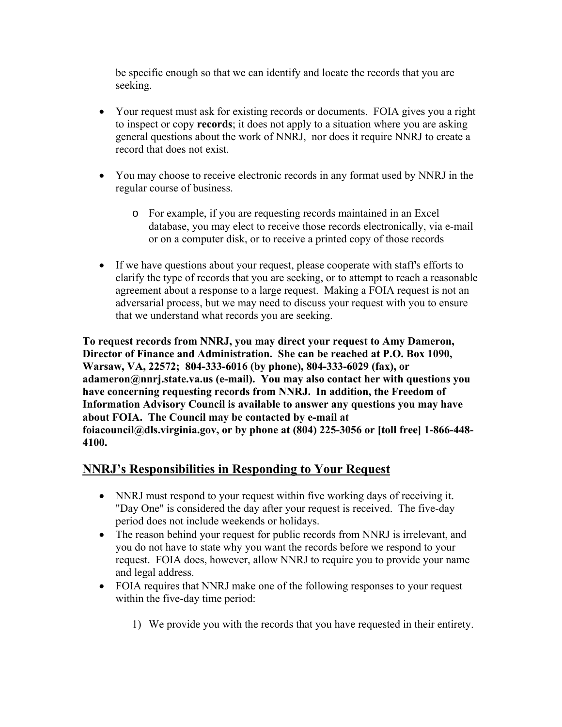be specific enough so that we can identify and locate the records that you are seeking.

- Your request must ask for existing records or documents. FOIA gives you a right to inspect or copy **records**; it does not apply to a situation where you are asking general questions about the work of NNRJ, nor does it require NNRJ to create a record that does not exist.

- You may choose to receive electronic records in any format used by NNRJ in the regular course of business.

  - For example, if you are requesting records maintained in an Excel database, you may elect to receive those records electronically, via e-mail or on a computer disk, or to receive a printed copy of those records

- If we have questions about your request, please cooperate with staff's efforts to clarify the type of records that you are seeking, or to attempt to reach a reasonable agreement about a response to a large request. Making a FOIA request is not an adversarial process, but we may need to discuss your request with you to ensure that we understand what records you are seeking.

**To request records from NNRJ, you may direct your request to Amy Dameron, Director of Finance and Administration. She can be reached at P.O. Box 1090, Warsaw, VA, 22572; 804-333-6016 (by phone), 804-333-6029 (fax), or adameron@nnrj.state.va.us (e-mail). You may also contact her with questions you have concerning requesting records from NNRJ. In addition, the Freedom of Information Advisory Council is available to answer any questions you may have about FOIA. The Council may be contacted by e-mail at foiacouncil@dls.virginia.gov, or by phone at (804) 225-3056 or [toll free] 1-866-448-4100.**

## NNRJ's Responsibilities in Responding to Your Request

- NNRJ must respond to your request within five working days of receiving it. "Day One" is considered the day after your request is received. The five-day period does not include weekends or holidays.
- The reason behind your request for public records from NNRJ is irrelevant, and you do not have to state why you want the records before we respond to your request. FOIA does, however, allow NNRJ to require you to provide your name and legal address.
- FOIA requires that NNRJ make one of the following responses to your request within the five-day time period:

  1) We provide you with the records that you have requested in their entirety.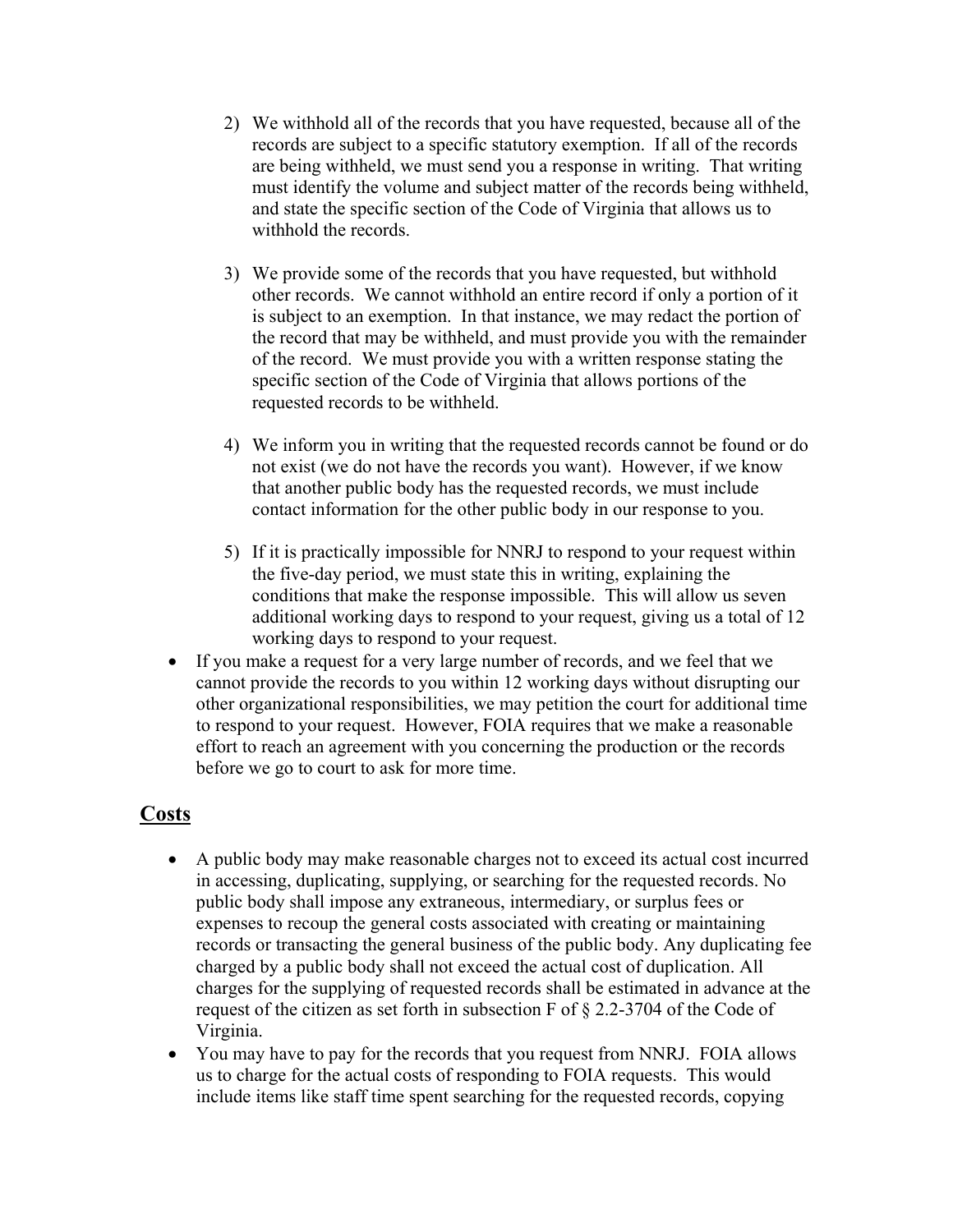2) We withhold all of the records that you have requested, because all of the records are subject to a specific statutory exemption. If all of the records are being withheld, we must send you a response in writing. That writing must identify the volume and subject matter of the records being withheld, and state the specific section of the Code of Virginia that allows us to withhold the records.

3) We provide some of the records that you have requested, but withhold other records. We cannot withhold an entire record if only a portion of it is subject to an exemption. In that instance, we may redact the portion of the record that may be withheld, and must provide you with the remainder of the record. We must provide you with a written response stating the specific section of the Code of Virginia that allows portions of the requested records to be withheld.

4) We inform you in writing that the requested records cannot be found or do not exist (we do not have the records you want). However, if we know that another public body has the requested records, we must include contact information for the other public body in our response to you.

5) If it is practically impossible for NNRJ to respond to your request within the five-day period, we must state this in writing, explaining the conditions that make the response impossible. This will allow us seven additional working days to respond to your request, giving us a total of 12 working days to respond to your request.

- If you make a request for a very large number of records, and we feel that we cannot provide the records to you within 12 working days without disrupting our other organizational responsibilities, we may petition the court for additional time to respond to your request. However, FOIA requires that we make a reasonable effort to reach an agreement with you concerning the production or the records before we go to court to ask for more time.

## Costs

- A public body may make reasonable charges not to exceed its actual cost incurred in accessing, duplicating, supplying, or searching for the requested records. No public body shall impose any extraneous, intermediary, or surplus fees or expenses to recoup the general costs associated with creating or maintaining records or transacting the general business of the public body. Any duplicating fee charged by a public body shall not exceed the actual cost of duplication. All charges for the supplying of requested records shall be estimated in advance at the request of the citizen as set forth in subsection F of § 2.2-3704 of the Code of Virginia.
- You may have to pay for the records that you request from NNRJ. FOIA allows us to charge for the actual costs of responding to FOIA requests. This would include items like staff time spent searching for the requested records, copying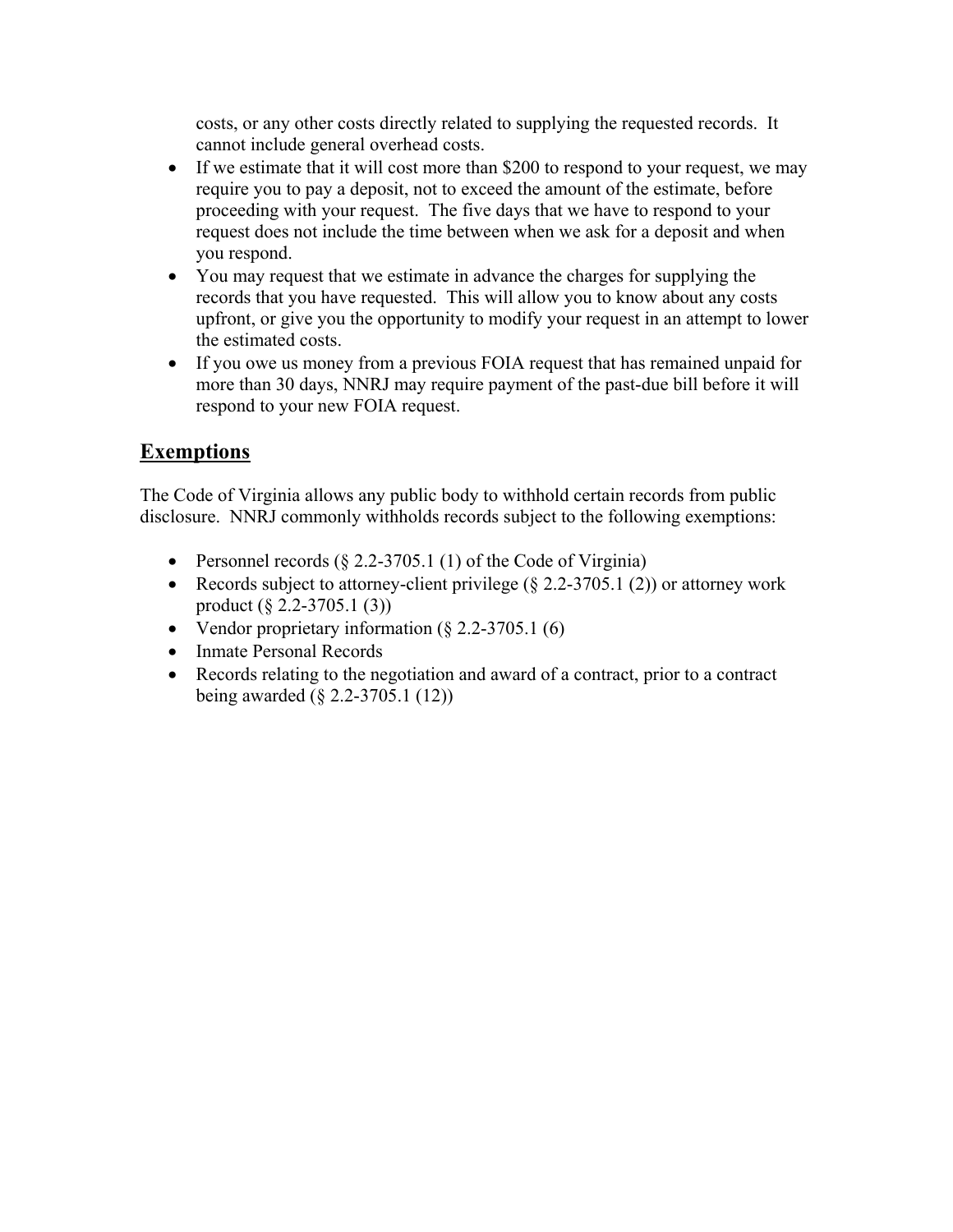costs, or any other costs directly related to supplying the requested records. It cannot include general overhead costs.

- If we estimate that it will cost more than $200 to respond to your request, we may require you to pay a deposit, not to exceed the amount of the estimate, before proceeding with your request. The five days that we have to respond to your request does not include the time between when we ask for a deposit and when you respond.
- You may request that we estimate in advance the charges for supplying the records that you have requested. This will allow you to know about any costs upfront, or give you the opportunity to modify your request in an attempt to lower the estimated costs.
- If you owe us money from a previous FOIA request that has remained unpaid for more than 30 days, NNRJ may require payment of the past-due bill before it will respond to your new FOIA request.

## Exemptions

The Code of Virginia allows any public body to withhold certain records from public disclosure. NNRJ commonly withholds records subject to the following exemptions:

- Personnel records (§ 2.2-3705.1 (1) of the Code of Virginia)
- Records subject to attorney-client privilege (§ 2.2-3705.1 (2)) or attorney work product (§ 2.2-3705.1 (3))
- Vendor proprietary information (§ 2.2-3705.1 (6)
- Inmate Personal Records
- Records relating to the negotiation and award of a contract, prior to a contract being awarded (§ 2.2-3705.1 (12))